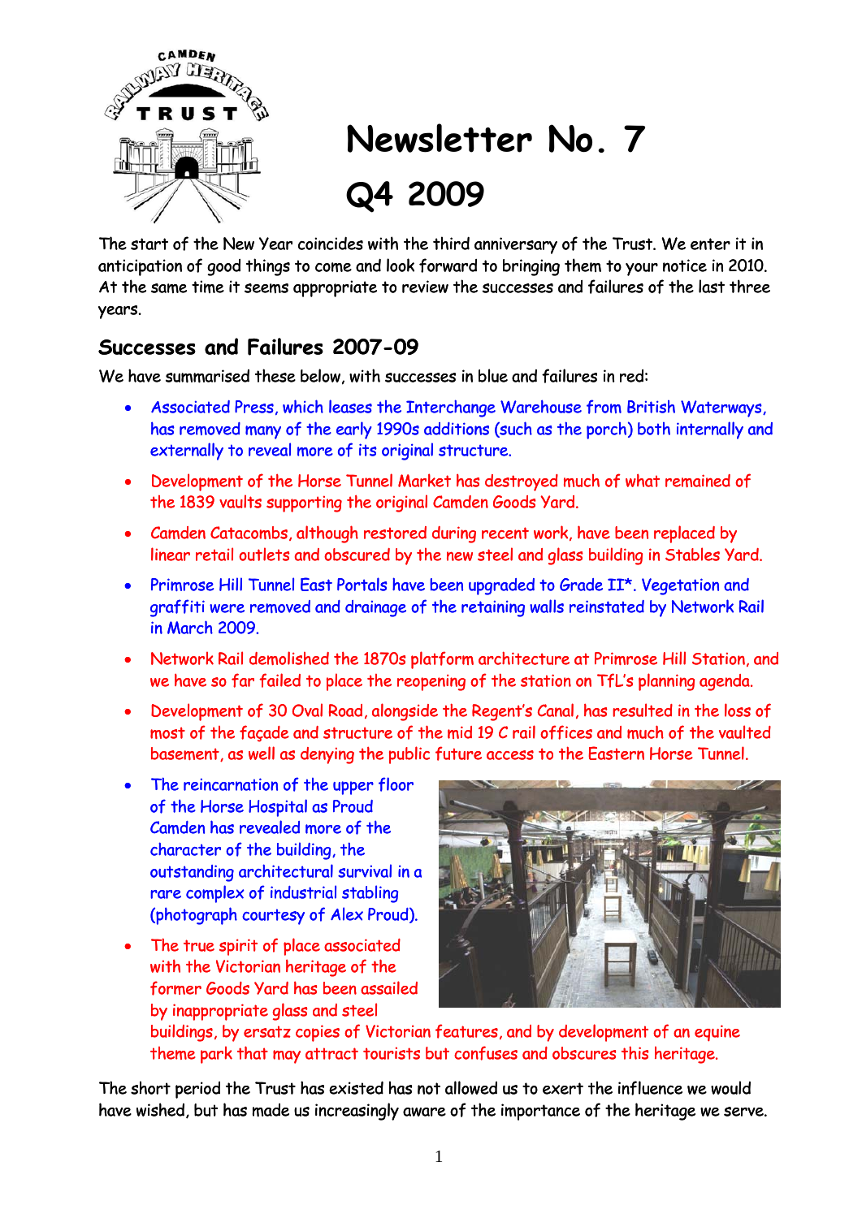# Newsletter No. 7

# Q4 2009

The start of the New Year coincides with the third anniversary of the Trust. We enter it in anticipation of good things to come and look forward to bringing them to your notice in 2010. At the same time it seems appropriate to review the successes and failures of the last three years.

## Successes and Failures 2007-09

We have summarised these below, with successes in blue and failures in red:

- Associated Press, which leases the Interchange Warehouse from British Waterways, has removed many of the early 1990s additions (such as the porch) both internally and externally to reveal more of its original structure.
- Development of the Horse Tunnel Market has destroyed much of what remained of the 1839 vaults supporting the original Camden Goods Yard.
- Camden Catacombs, although restored during recent work, have been replaced by linear retail outlets and obscured by the new steel and glass building in Stables Yard.
- Primrose Hill Tunnel East Portals have been upgraded to Grade II*. Vegetation and graffiti were removed and drainage of the retaining walls reinstated by Network Rail in March 2009.
- Network Rail demolished the 1870s platform architecture at Primrose Hill Station, and we have so far failed to place the reopening of the station on TfL's planning agenda.
- Development of 30 Oval Road, alongside the Regent's Canal, has resulted in the loss of most of the façade and structure of the mid 19 C rail offices and much of the vaulted basement, as well as denying the public future access to the Eastern Horse Tunnel.
- The reincarnation of the upper floor of the Horse Hospital as Proud Camden has revealed more of the character of the building, the outstanding architectural survival in a rare complex of industrial stabling (photograph courtesy of Alex Proud).
- The true spirit of place associated with the Victorian heritage of the former Goods Yard has been assailed by inappropriate glass and steel buildings, by ersatz copies of Victorian features, and by development of an equine theme park that may attract tourists but confuses and obscures this heritage.

The short period the Trust has existed has not allowed us to exert the influence we would have wished, but has made us increasingly aware of the importance of the heritage we serve.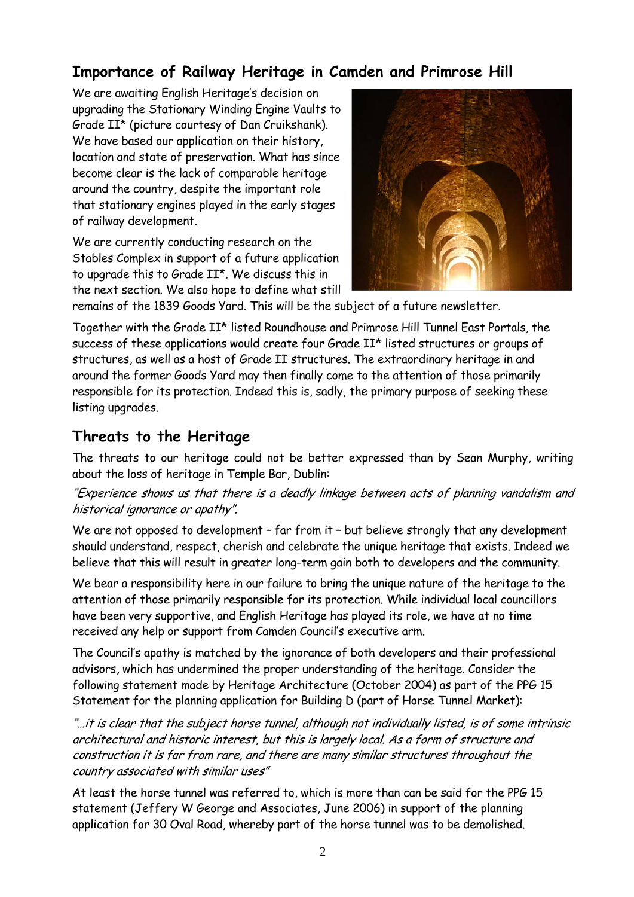## Importance of Railway Heritage in Camden and Primrose Hill

We are awaiting English Heritage's decision on upgrading the Stationary Winding Engine Vaults to Grade II* (picture courtesy of Dan Cruikshank). We have based our application on their history, location and state of preservation. What has since become clear is the lack of comparable heritage around the country, despite the important role that stationary engines played in the early stages of railway development.

We are currently conducting research on the Stables Complex in support of a future application to upgrade this to Grade II*. We discuss this in the next section. We also hope to define what still remains of the 1839 Goods Yard. This will be the subject of a future newsletter.

Together with the Grade II* listed Roundhouse and Primrose Hill Tunnel East Portals, the success of these applications would create four Grade II* listed structures or groups of structures, as well as a host of Grade II structures. The extraordinary heritage in and around the former Goods Yard may then finally come to the attention of those primarily responsible for its protection. Indeed this is, sadly, the primary purpose of seeking these listing upgrades.

## Threats to the Heritage

The threats to our heritage could not be better expressed than by Sean Murphy, writing about the loss of heritage in Temple Bar, Dublin:

*"Experience shows us that there is a deadly linkage between acts of planning vandalism and historical ignorance or apathy".*

We are not opposed to development – far from it – but believe strongly that any development should understand, respect, cherish and celebrate the unique heritage that exists. Indeed we believe that this will result in greater long-term gain both to developers and the community.

We bear a responsibility here in our failure to bring the unique nature of the heritage to the attention of those primarily responsible for its protection. While individual local councillors have been very supportive, and English Heritage has played its role, we have at no time received any help or support from Camden Council's executive arm.

The Council's apathy is matched by the ignorance of both developers and their professional advisors, which has undermined the proper understanding of the heritage. Consider the following statement made by Heritage Architecture (October 2004) as part of the PPG 15 Statement for the planning application for Building D (part of Horse Tunnel Market):

*"…it is clear that the subject horse tunnel, although not individually listed, is of some intrinsic architectural and historic interest, but this is largely local. As a form of structure and construction it is far from rare, and there are many similar structures throughout the country associated with similar uses"*

At least the horse tunnel was referred to, which is more than can be said for the PPG 15 statement (Jeffery W George and Associates, June 2006) in support of the planning application for 30 Oval Road, whereby part of the horse tunnel was to be demolished.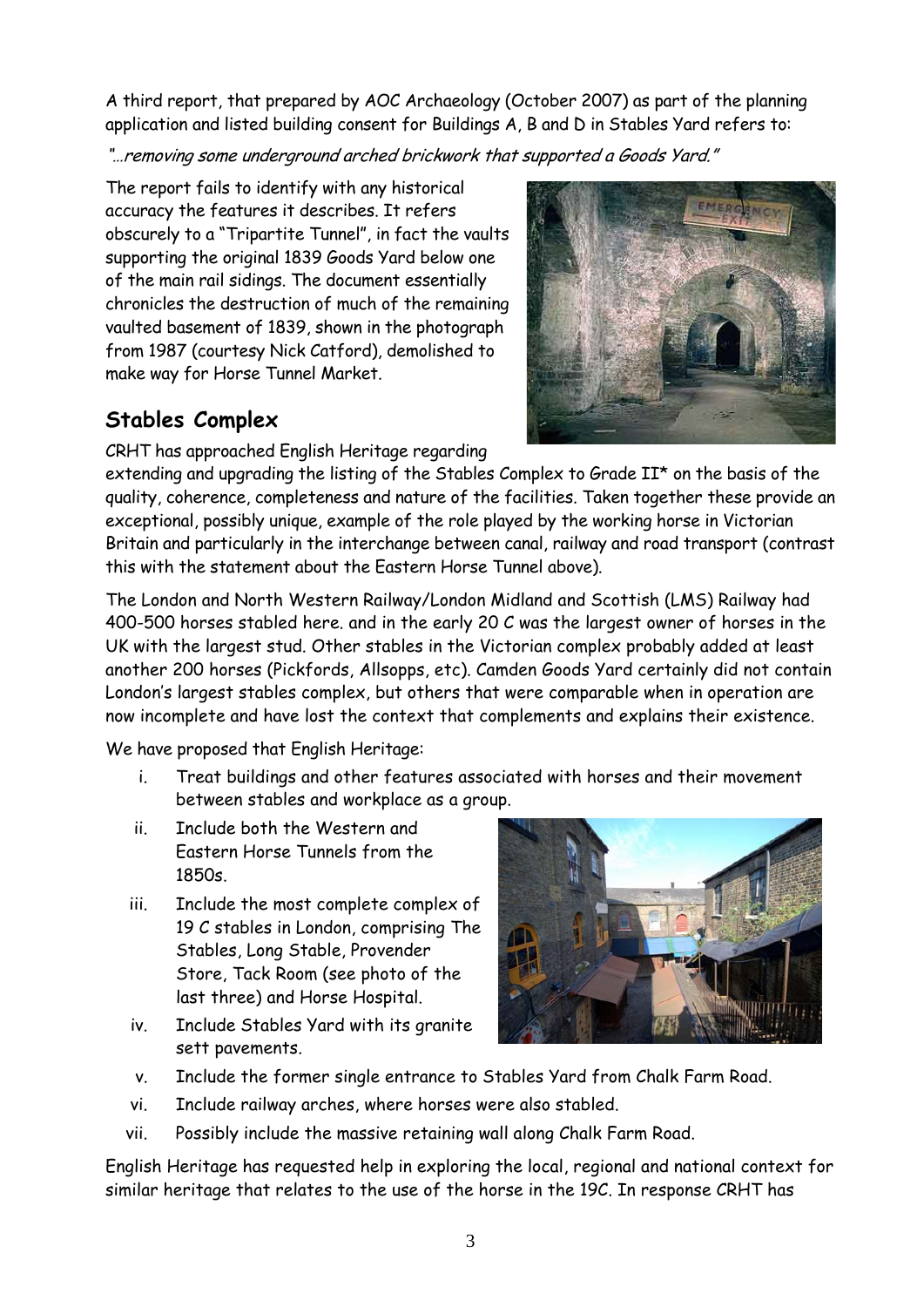A third report, that prepared by AOC Archaeology (October 2007) as part of the planning application and listed building consent for Buildings A, B and D in Stables Yard refers to:

*"…removing some underground arched brickwork that supported a Goods Yard."*

The report fails to identify with any historical accuracy the features it describes. It refers obscurely to a "Tripartite Tunnel", in fact the vaults supporting the original 1839 Goods Yard below one of the main rail sidings. The document essentially chronicles the destruction of much of the remaining vaulted basement of 1839, shown in the photograph from 1987 (courtesy Nick Catford), demolished to make way for Horse Tunnel Market.

## Stables Complex

CRHT has approached English Heritage regarding extending and upgrading the listing of the Stables Complex to Grade II* on the basis of the quality, coherence, completeness and nature of the facilities. Taken together these provide an exceptional, possibly unique, example of the role played by the working horse in Victorian Britain and particularly in the interchange between canal, railway and road transport (contrast this with the statement about the Eastern Horse Tunnel above).

The London and North Western Railway/London Midland and Scottish (LMS) Railway had 400-500 horses stabled here. and in the early 20 C was the largest owner of horses in the UK with the largest stud. Other stables in the Victorian complex probably added at least another 200 horses (Pickfords, Allsopps, etc). Camden Goods Yard certainly did not contain London's largest stables complex, but others that were comparable when in operation are now incomplete and have lost the context that complements and explains their existence.

We have proposed that English Heritage:

- i. Treat buildings and other features associated with horses and their movement between stables and workplace as a group.
- ii. Include both the Western and Eastern Horse Tunnels from the 1850s.
- iii. Include the most complete complex of 19 C stables in London, comprising The Stables, Long Stable, Provender Store, Tack Room (see photo of the last three) and Horse Hospital.
- iv. Include Stables Yard with its granite sett pavements.
- v. Include the former single entrance to Stables Yard from Chalk Farm Road.
- vi. Include railway arches, where horses were also stabled.
- vii. Possibly include the massive retaining wall along Chalk Farm Road.

English Heritage has requested help in exploring the local, regional and national context for similar heritage that relates to the use of the horse in the 19C. In response CRHT has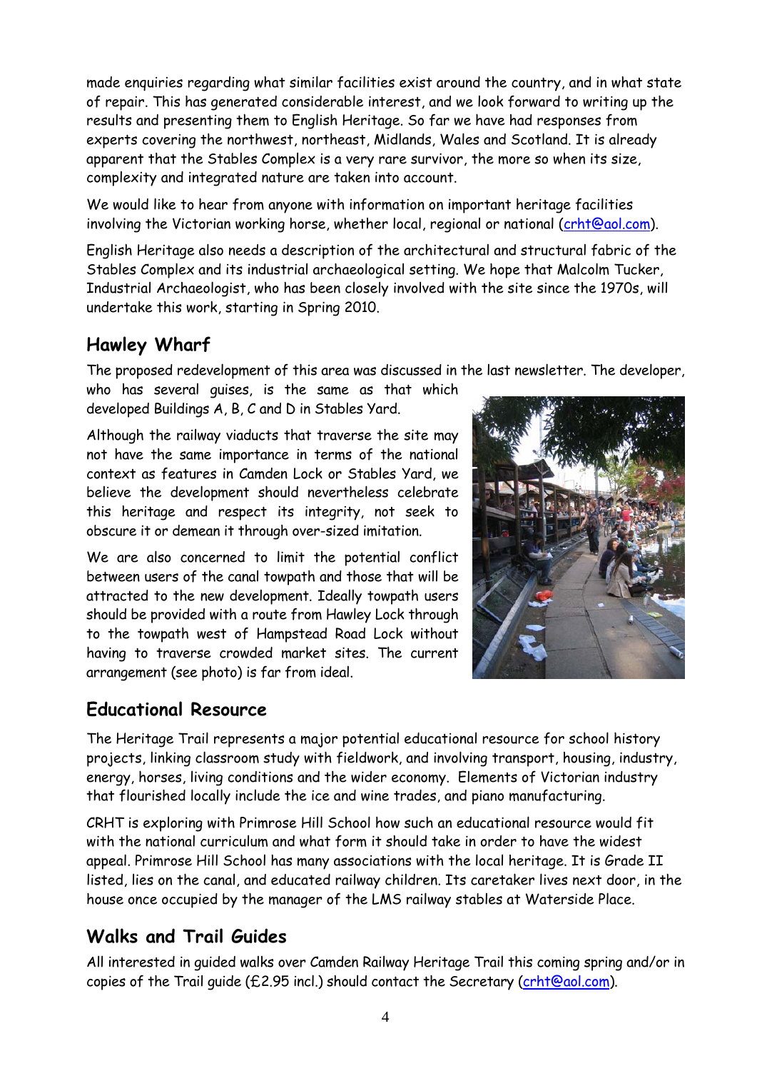made enquiries regarding what similar facilities exist around the country, and in what state of repair. This has generated considerable interest, and we look forward to writing up the results and presenting them to English Heritage. So far we have had responses from experts covering the northwest, northeast, Midlands, Wales and Scotland. It is already apparent that the Stables Complex is a very rare survivor, the more so when its size, complexity and integrated nature are taken into account.

We would like to hear from anyone with information on important heritage facilities involving the Victorian working horse, whether local, regional or national (crht@aol.com).

English Heritage also needs a description of the architectural and structural fabric of the Stables Complex and its industrial archaeological setting. We hope that Malcolm Tucker, Industrial Archaeologist, who has been closely involved with the site since the 1970s, will undertake this work, starting in Spring 2010.

## Hawley Wharf

The proposed redevelopment of this area was discussed in the last newsletter. The developer, who has several guises, is the same as that which developed Buildings A, B, C and D in Stables Yard.

Although the railway viaducts that traverse the site may not have the same importance in terms of the national context as features in Camden Lock or Stables Yard, we believe the development should nevertheless celebrate this heritage and respect its integrity, not seek to obscure it or demean it through over-sized imitation.

We are also concerned to limit the potential conflict between users of the canal towpath and those that will be attracted to the new development. Ideally towpath users should be provided with a route from Hawley Lock through to the towpath west of Hampstead Road Lock without having to traverse crowded market sites. The current arrangement (see photo) is far from ideal.

## Educational Resource

The Heritage Trail represents a major potential educational resource for school history projects, linking classroom study with fieldwork, and involving transport, housing, industry, energy, horses, living conditions and the wider economy. Elements of Victorian industry that flourished locally include the ice and wine trades, and piano manufacturing.

CRHT is exploring with Primrose Hill School how such an educational resource would fit with the national curriculum and what form it should take in order to have the widest appeal. Primrose Hill School has many associations with the local heritage. It is Grade II listed, lies on the canal, and educated railway children. Its caretaker lives next door, in the house once occupied by the manager of the LMS railway stables at Waterside Place.

## Walks and Trail Guides

All interested in guided walks over Camden Railway Heritage Trail this coming spring and/or in copies of the Trail guide (£2.95 incl.) should contact the Secretary (crht@aol.com).